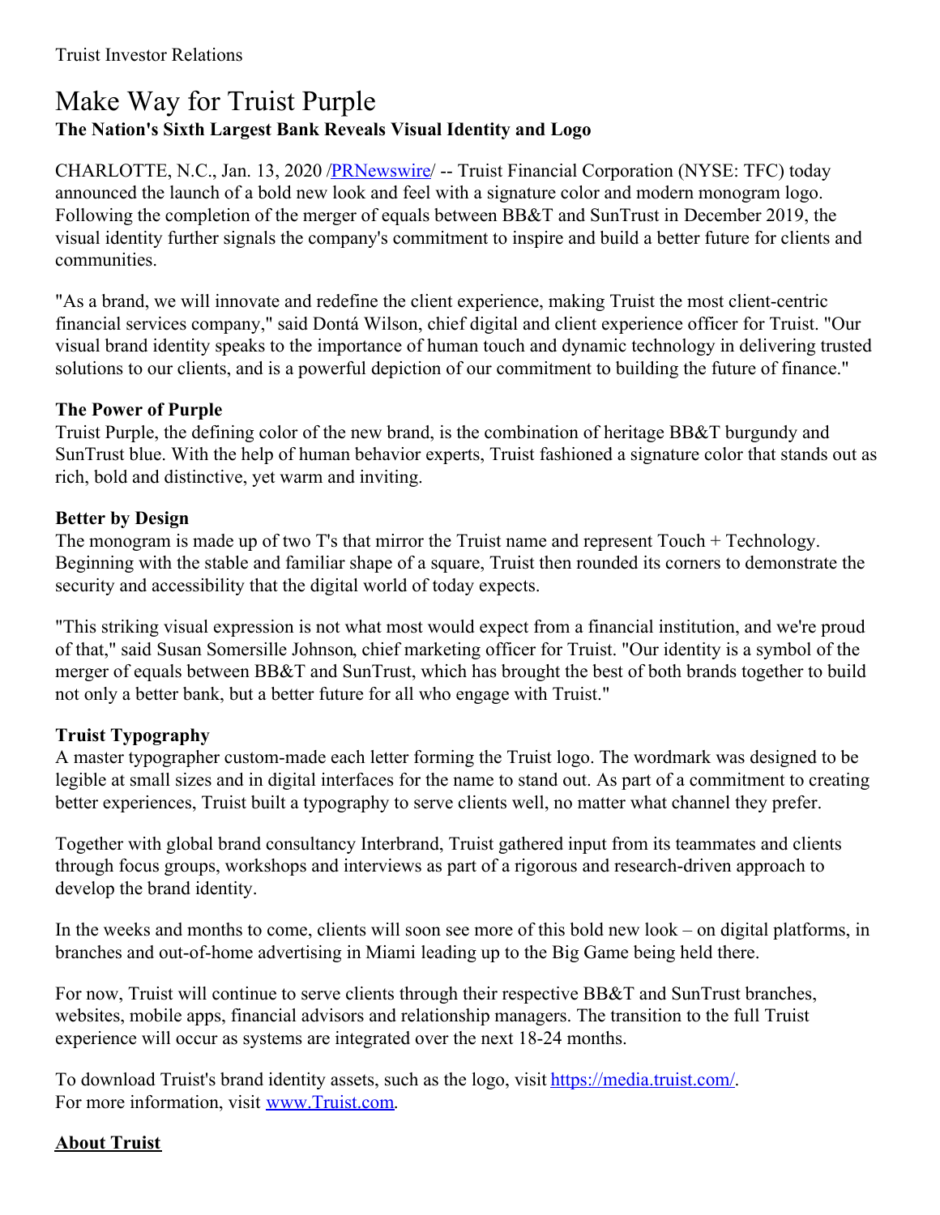Truist Investor Relations

# Make Way for Truist Purple

**The Nation's Sixth Largest Bank Reveals Visual Identity and Logo**

CHARLOTTE, N.C., Jan. 13, 2020 /PRNewswire/ -- Truist Financial Corporation (NYSE: TFC) today announced the launch of a bold new look and feel with a signature color and modern monogram logo. Following the completion of the merger of equals between BB&T and SunTrust in December 2019, the visual identity further signals the company's commitment to inspire and build a better future for clients and communities.

"As a brand, we will innovate and redefine the client experience, making Truist the most client-centric financial services company," said Dontá Wilson, chief digital and client experience officer for Truist. "Our visual brand identity speaks to the importance of human touch and dynamic technology in delivering trusted solutions to our clients, and is a powerful depiction of our commitment to building the future of finance."

**The Power of Purple**

Truist Purple, the defining color of the new brand, is the combination of heritage BB&T burgundy and SunTrust blue. With the help of human behavior experts, Truist fashioned a signature color that stands out as rich, bold and distinctive, yet warm and inviting.

**Better by Design**

The monogram is made up of two T's that mirror the Truist name and represent Touch + Technology. Beginning with the stable and familiar shape of a square, Truist then rounded its corners to demonstrate the security and accessibility that the digital world of today expects.

"This striking visual expression is not what most would expect from a financial institution, and we're proud of that," said Susan Somersille Johnson, chief marketing officer for Truist. "Our identity is a symbol of the merger of equals between BB&T and SunTrust, which has brought the best of both brands together to build not only a better bank, but a better future for all who engage with Truist."

**Truist Typography**

A master typographer custom-made each letter forming the Truist logo. The wordmark was designed to be legible at small sizes and in digital interfaces for the name to stand out. As part of a commitment to creating better experiences, Truist built a typography to serve clients well, no matter what channel they prefer.

Together with global brand consultancy Interbrand, Truist gathered input from its teammates and clients through focus groups, workshops and interviews as part of a rigorous and research-driven approach to develop the brand identity.

In the weeks and months to come, clients will soon see more of this bold new look – on digital platforms, in branches and out-of-home advertising in Miami leading up to the Big Game being held there.

For now, Truist will continue to serve clients through their respective BB&T and SunTrust branches, websites, mobile apps, financial advisors and relationship managers. The transition to the full Truist experience will occur as systems are integrated over the next 18-24 months.

To download Truist's brand identity assets, such as the logo, visit https://media.truist.com/.
For more information, visit www.Truist.com.

**About Truist**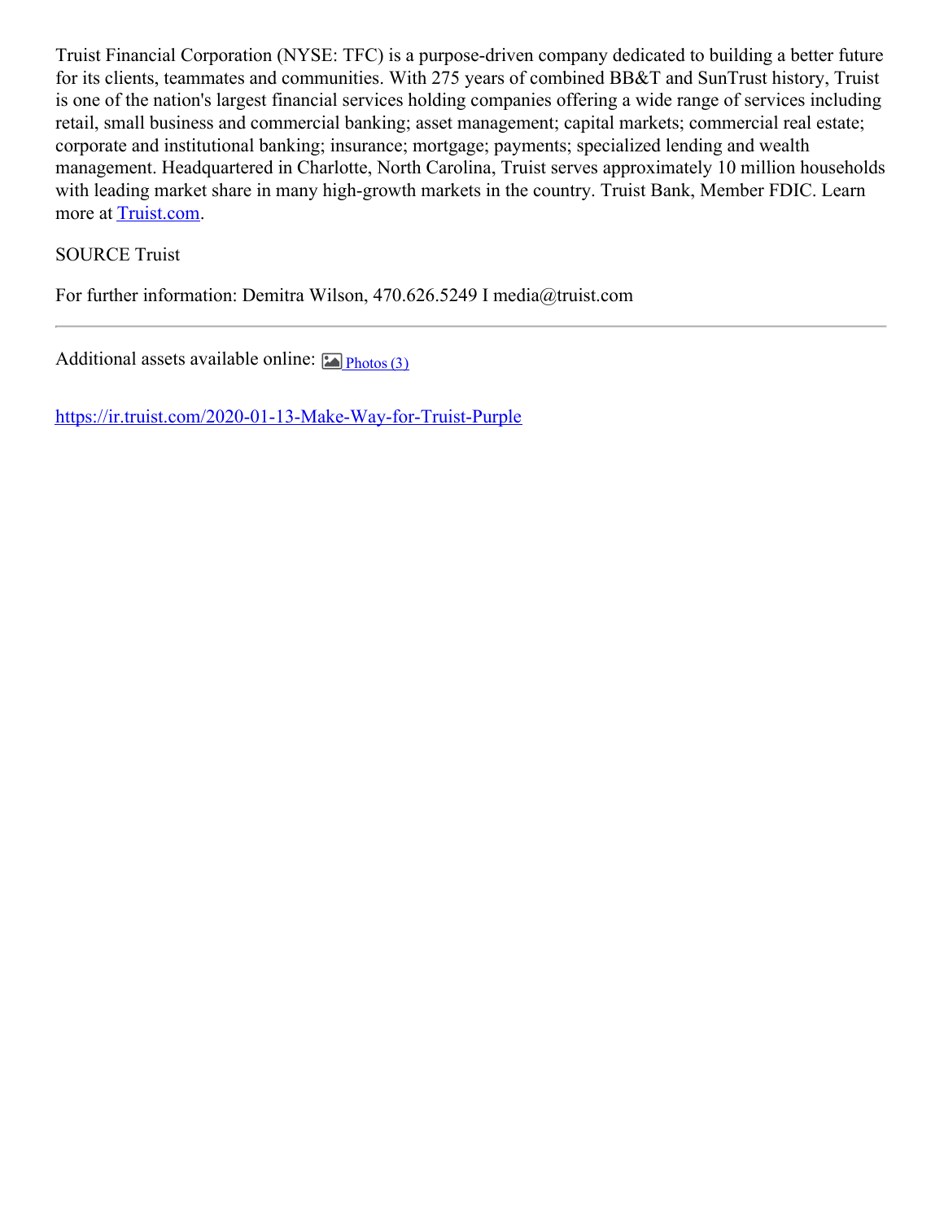Truist Financial Corporation (NYSE: TFC) is a purpose-driven company dedicated to building a better future for its clients, teammates and communities. With 275 years of combined BB&T and SunTrust history, Truist is one of the nation's largest financial services holding companies offering a wide range of services including retail, small business and commercial banking; asset management; capital markets; commercial real estate; corporate and institutional banking; insurance; mortgage; payments; specialized lending and wealth management. Headquartered in Charlotte, North Carolina, Truist serves approximately 10 million households with leading market share in many high-growth markets in the country. Truist Bank, Member FDIC. Learn more at Truist.com.

SOURCE Truist

For further information: Demitra Wilson, 470.626.5249 I media@truist.com

---

Additional assets available online: Photos (3)

https://ir.truist.com/2020-01-13-Make-Way-for-Truist-Purple